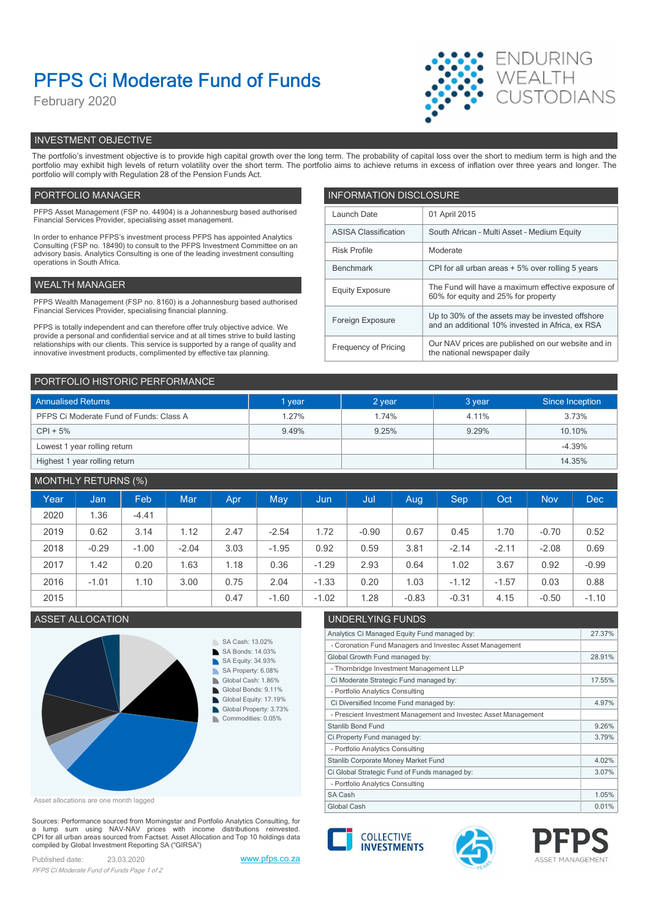# PFPS Ci Moderate Fund of Funds

February 2020

ENDURING WEALTH CUSTODIANS

## INVESTMENT OBJECTIVE

The portfolio's investment objective is to provide high capital growth over the long term. The probability of capital loss over the short to medium term is high and the portfolio may exhibit high levels of return volatility over the short term. The portfolio aims to achieve returns in excess of inflation over three years and longer. The portfolio will comply with Regulation 28 of the Pension Funds Act.

## PORTFOLIO MANAGER

PFPS Asset Management (FSP no. 44904) is a Johannesburg based authorised Financial Services Provider, specialising asset management.

In order to enhance PFPS's investment process PFPS has appointed Analytics Consulting (FSP no. 18490) to consult to the PFPS Investment Committee on an advisory basis. Analytics Consulting is one of the leading investment consulting operations in South Africa.

## WEALTH MANAGER

PFPS Wealth Management (FSP no. 8160) is a Johannesburg based authorised Financial Services Provider, specialising financial planning.

PFPS is totally independent and can therefore offer truly objective advice. We provide a personal and confidential service and at all times strive to build lasting relationships with our clients. This service is supported by a range of quality and innovative investment products, complimented by effective tax planning.

## INFORMATION DISCLOSURE

| | |
|---|---|
| Launch Date | 01 April 2015 |
| ASISA Classification | South African - Multi Asset - Medium Equity |
| Risk Profile | Moderate |
| Benchmark | CPI for all urban areas + 5% over rolling 5 years |
| Equity Exposure | The Fund will have a maximum effective exposure of 60% for equity and 25% for property |
| Foreign Exposure | Up to 30% of the assets may be invested offshore and an additional 10% invested in Africa, ex RSA |
| Frequency of Pricing | Our NAV prices are published on our website and in the national newspaper daily |

## PORTFOLIO HISTORIC PERFORMANCE

| Annualised Returns | 1 year | 2 year | 3 year | Since Inception |
|---|---|---|---|---|
| PFPS Ci Moderate Fund of Funds: Class A | 1.27% | 1.74% | 4.11% | 3.73% |
| CPI + 5% | 9.49% | 9.25% | 9.29% | 10.10% |
| Lowest 1 year rolling return | | | | -4.39% |
| Highest 1 year rolling return | | | | 14.35% |

## MONTHLY RETURNS (%)

| Year | Jan | Feb | Mar | Apr | May | Jun | Jul | Aug | Sep | Oct | Nov | Dec |
|---|---|---|---|---|---|---|---|---|---|---|---|---|
| 2020 | 1.36 | -4.41 | | | | | | | | | | |
| 2019 | 0.62 | 3.14 | 1.12 | 2.47 | -2.54 | 1.72 | -0.90 | 0.67 | 0.45 | 1.70 | -0.70 | 0.52 |
| 2018 | -0.29 | -1.00 | -2.04 | 3.03 | -1.95 | 0.92 | 0.59 | 3.81 | -2.14 | -2.11 | -2.08 | 0.69 |
| 2017 | 1.42 | 0.20 | 1.63 | 1.18 | 0.36 | -1.29 | 2.93 | 0.64 | 1.02 | 3.67 | 0.92 | -0.99 |
| 2016 | -1.01 | 1.10 | 3.00 | 0.75 | 2.04 | -1.33 | 0.20 | 1.03 | -1.12 | -1.57 | 0.03 | 0.88 |
| 2015 | | | | 0.47 | -1.60 | -1.02 | 1.28 | -0.83 | -0.31 | 4.15 | -0.50 | -1.10 |

## ASSET ALLOCATION

SA Cash: 13.02%
SA Bonds: 14.03%
SA Equity: 34.93%
SA Property: 6.08%
Global Cash: 1.86%
Global Bonds: 9.11%
Global Equity: 17.19%
Global Property: 3.73%
Commodities: 0.05%

Asset allocations are one month lagged

## UNDERLYING FUNDS

| | |
|---|---|
| Analytics Ci Managed Equity Fund managed by: | 27.37% |
| - Coronation Fund Managers and Investec Asset Management | |
| Global Growth Fund managed by: | 28.91% |
| - Thornbridge Investment Management LLP | |
| Ci Moderate Strategic Fund managed by: | 17.55% |
| - Portfolio Analytics Consulting | |
| Ci Diversified Income Fund managed by: | 4.97% |
| - Prescient Investment Management and Investec Asset Management | |
| Stanlib Bond Fund | 9.26% |
| Ci Property Fund managed by: | 3.79% |
| - Portfolio Analytics Consulting | |
| Stanlib Corporate Money Market Fund | 4.02% |
| Ci Global Strategic Fund of Funds managed by: | 3.07% |
| - Portfolio Analytics Consulting | |
| SA Cash | 1.05% |
| Global Cash | 0.01% |

Sources: Performance sourced from Morningstar and Portfolio Analytics Consulting, for a lump sum using NAV-NAV prices with income distributions reinvested. CPI for all urban areas sourced from Factset. Asset Allocation and Top 10 holdings data compiled by Global Investment Reporting SA ("GIRSA")

Published date: 23.03.2020 www.pfps.co.za

COLLECTIVE INVESTMENTS

PFPS ASSET MANAGEMENT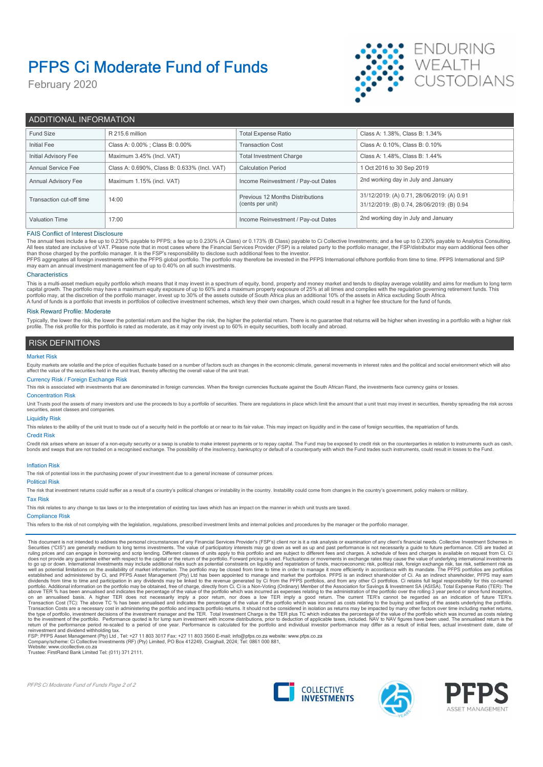# PFPS Ci Moderate Fund of Funds

February 2020

ENDURING WEALTH CUSTODIANS

## ADDITIONAL INFORMATION

| | | | |
|---|---|---|---|
| Fund Size | R 215.6 million | Total Expense Ratio | Class A: 1.38%, Class B: 1.34% |
| Initial Fee | Class A: 0.00% ; Class B: 0.00% | Transaction Cost | Class A: 0.10%, Class B: 0.10% |
| Initial Advisory Fee | Maximum 3.45% (Incl. VAT) | Total Investment Charge | Class A: 1.48%, Class B: 1.44% |
| Annual Service Fee | Class A: 0.690%, Class B: 0.633% (Incl. VAT) | Calculation Period | 1 Oct 2016 to 30 Sep 2019 |
| Annual Advisory Fee | Maximum 1.15% (incl. VAT) | Income Reinvestment / Pay-out Dates | 2nd working day in July and January |
| Transaction cut-off time | 14:00 | Previous 12 Months Distributions (cents per unit) | 31/12/2019: (A) 0.71, 28/06/2019: (A) 0.91<br>31/12/2019: (B) 0.74, 28/06/2019: (B) 0.94 |
| Valuation Time | 17:00 | Income Reinvestment / Pay-out Dates | 2nd working day in July and January |

### FAIS Conflict of Interest Disclosure

The annual fees include a fee up to 0.230% payable to PFPS; a fee up to 0.230% (A Class) or 0.173% (B Class) payable to Ci Collective Investments; and a fee up to 0.230% payable to Analytics Consulting. All fees stated are inclusive of VAT. Please note that in most cases where the Financial Services Provider (FSP) is a related party to the portfolio manager, the FSP/distributor may earn additional fees other than those charged by the portfolio manager. It is the FSP's responsibility to disclose such additional fees to the investor.
PFPS aggregates all foreign investments within the PFPS global portfolio. The portfolio may therefore be invested in the PFPS International offshore portfolio from time to time. PFPS International and SIP may earn an annual investment management fee of up to 0.40% on all such investments.

### Characteristics

This is a multi-asset medium equity portfolio which means that it may invest in a spectrum of equity, bond, property and money market and tends to display average volatility and aims for medium to long term capital growth. The portfolio may have a maximum equity exposure of up to 60% and a maximum property exposure of 25% at all times and complies with the regulation governing retirement funds. This portfolio may, at the discretion of the portfolio manager, invest up to 30% of the assets outside of South Africa plus an additional 10% of the assets in Africa excluding South Africa.
A fund of funds is a portfolio that invests in portfolios of collective investment schemes, which levy their own charges, which could result in a higher fee structure for the fund of funds.

### Risk Reward Profile: Moderate

Typically, the lower the risk, the lower the potential return and the higher the risk, the higher the potential return. There is no guarantee that returns will be higher when investing in a portfolio with a higher risk profile. The risk profile for this portfolio is rated as moderate, as it may only invest up to 60% in equity securities, both locally and abroad.

## RISK DEFINITIONS

### Market Risk

Equity markets are volatile and the price of equities fluctuate based on a number of factors such as changes in the economic climate, general movements in interest rates and the political and social environment which will also affect the value of the securities held in the unit trust, thereby affecting the overall value of the unit trust.

### Currency Risk / Foreign Exchange Risk

This risk is associated with investments that are denominated in foreign currencies. When the foreign currencies fluctuate against the South African Rand, the investments face currency gains or losses.

### Concentration Risk

Unit Trusts pool the assets of many investors and use the proceeds to buy a portfolio of securities. There are regulations in place which limit the amount that a unit trust may invest in securities, thereby spreading the risk across securities, asset classes and companies.

### Liquidity Risk

This relates to the ability of the unit trust to trade out of a security held in the portfolio at or near to its fair value. This may impact on liquidity and in the case of foreign securities, the repatriation of funds.

### Credit Risk

Credit risk arises where an issuer of a non-equity security or a swap is unable to make interest payments or to repay capital. The Fund may be exposed to credit risk on the counterparties in relation to instruments such as cash, bonds and swaps that are not traded on a recognised exchange. The possibility of the insolvency, bankruptcy or default of a counterparty with which the Fund trades such instruments, could result in losses to the Fund.

### Inflation Risk

The risk of potential loss in the purchasing power of your investment due to a general increase of consumer prices.

### Political Risk

The risk that investment returns could suffer as a result of a country's political changes or instability in the country. Instability could come from changes in the country's government, policy makers or military.

### Tax Risk

This risk relates to any change to tax laws or to the interpretation of existing tax laws which has an impact on the manner in which unit trusts are taxed.

### Compliance Risk

This refers to the risk of not complying with the legislation, regulations, prescribed investment limits and internal policies and procedures by the manager or the portfolio manager.

This document is not intended to address the personal circumstances of any Financial Services Provider's (FSP's) client nor is it a risk analysis or examination of any client's financial needs. Collective Investment Schemes in Securities ("CIS") are generally medium to long terms investments. The value of participatory interests may go down as well as up and past performance is not necessarily a guide to future performance. CIS are traded at ruling prices and can engage in borrowing and scrip lending. Different classes of units apply to this portfolio and are subject to different fees and charges. A schedule of fees and charges is available on request from Ci. Ci does not provide any guarantee either with respect to the capital or the return of the portfolio. Forward pricing is used. Fluctuations or movements in exchange rates may cause the value of underlying international investments to go up or down. International Investments may include additional risks such as potential constraints on liquidity and repatriation of funds, macroeconomic risk, political risk, foreign exchange risk, tax risk, settlement risk as well as potential limitations on the availability of market information. The portfolio may be closed from time to time in order to manage it more efficiently in accordance with its mandate. The PFPS portfolios are portfolios established and administered by Ci, and PFPS Asset Management (Pty) Ltd has been appointed to manage and market the portfolios. PFPS is an indirect shareholder of Ci. As an indirect shareholder, PFPS may earn dividends from time to time and participation in any dividends may be linked to the revenue generated by Ci from the PFPS portfolios, and from any other Ci portfolios. Ci retains full legal responsibility for this co-named portfolio. Additional information on the portfolio may be obtained, free of charge, directly from Ci. Ci is a Non-Voting (Ordinary) Member of the Association for Savings & Investment SA (ASISA). Total Expense Ratio (TER): The above TER % has been annualised and indicates the percentage of the value of the portfolio which was incurred as expenses relating to the administration of the portfolio over the rolling 3 year period or since fund inception, on an annualised basis. A higher TER does not necessarily imply a poor return, nor does a low TER imply a good return. The current TER's cannot be regarded as an indication of future TER's. Transaction Cost (TC): The above TC % has been annualised and indicates the percentage of the value of the portfolio which was incurred as costs relating to the buying and selling of the assets underlying the portfolio. Transaction Costs are a necessary cost in administering the portfolio and impacts portfolio returns. It should not be considered in isolation as returns may be impacted by many other factors over time including market returns, the type of portfolio, investment decisions of the investment manager and the TER. Total Investment Charge is the TER plus TC which indicates the percentage of the value of the portfolio which was incurred as costs relating to the investment of the portfolio. Performance quoted is for lump sum investment with income distributions, prior to deduction of applicable taxes, included. NAV to NAV figures have been used. The annualised return is the return of the performance period re-scaled to a period of one year. Performance is calculated for the portfolio and individual investor performance may differ as a result of initial fees, actual investment date, date of reinvestment and dividend withholding tax.
FSP: PFPS Asset Management (Pty) Ltd , Tel: +27 11 803 3017 Fax: +27 11 803 3560 E-mail: info@pfps.co.za website: www.pfps.co.za
Company/scheme: Ci Collective Investments (RF) (Pty) Limited, PO Box 412249, Craighall, 2024; Tel: 0861 000 881,
Website: www.cicollective.co.za
Trustee: FirstRand Bank Limited Tel: (011) 371 2111.

COLLECTIVE INVESTMENTS

PFPS ASSET MANAGEMENT